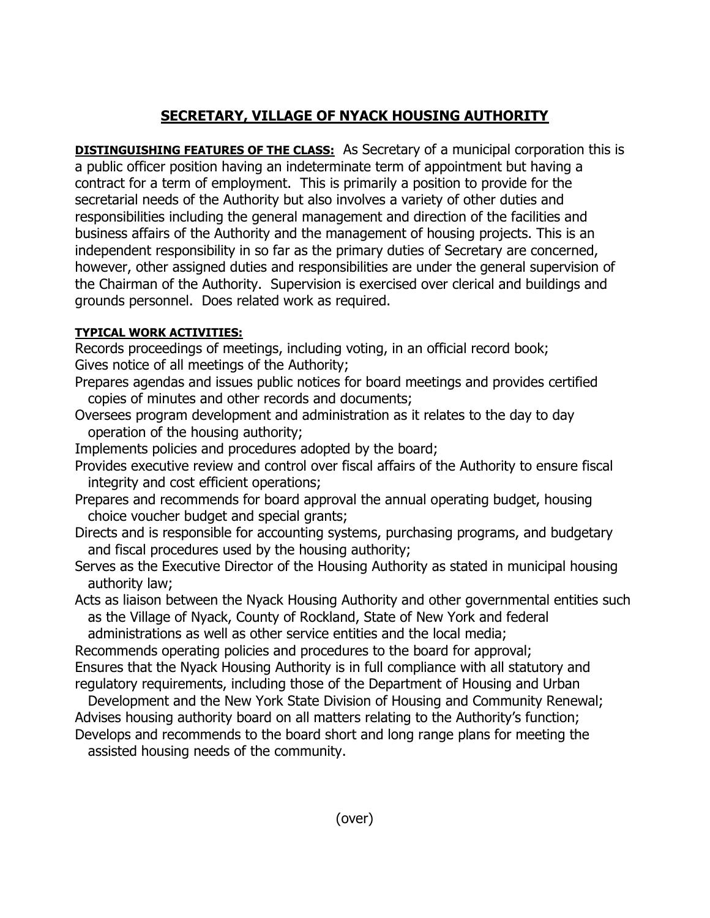# SECRETARY, VILLAGE OF NYACK HOUSING AUTHORITY

**DISTINGUISHING FEATURES OF THE CLASS:** As Secretary of a municipal corporation this is a public officer position having an indeterminate term of appointment but having a contract for a term of employment. This is primarily a position to provide for the secretarial needs of the Authority but also involves a variety of other duties and responsibilities including the general management and direction of the facilities and business affairs of the Authority and the management of housing projects. This is an independent responsibility in so far as the primary duties of Secretary are concerned, however, other assigned duties and responsibilities are under the general supervision of the Chairman of the Authority. Supervision is exercised over clerical and buildings and grounds personnel. Does related work as required.

**TYPICAL WORK ACTIVITIES:**

Records proceedings of meetings, including voting, in an official record book;
Gives notice of all meetings of the Authority;
Prepares agendas and issues public notices for board meetings and provides certified copies of minutes and other records and documents;
Oversees program development and administration as it relates to the day to day operation of the housing authority;
Implements policies and procedures adopted by the board;
Provides executive review and control over fiscal affairs of the Authority to ensure fiscal integrity and cost efficient operations;
Prepares and recommends for board approval the annual operating budget, housing choice voucher budget and special grants;
Directs and is responsible for accounting systems, purchasing programs, and budgetary and fiscal procedures used by the housing authority;
Serves as the Executive Director of the Housing Authority as stated in municipal housing authority law;
Acts as liaison between the Nyack Housing Authority and other governmental entities such as the Village of Nyack, County of Rockland, State of New York and federal administrations as well as other service entities and the local media;
Recommends operating policies and procedures to the board for approval;
Ensures that the Nyack Housing Authority is in full compliance with all statutory and regulatory requirements, including those of the Department of Housing and Urban Development and the New York State Division of Housing and Community Renewal;
Advises housing authority board on all matters relating to the Authority's function;
Develops and recommends to the board short and long range plans for meeting the assisted housing needs of the community.

(over)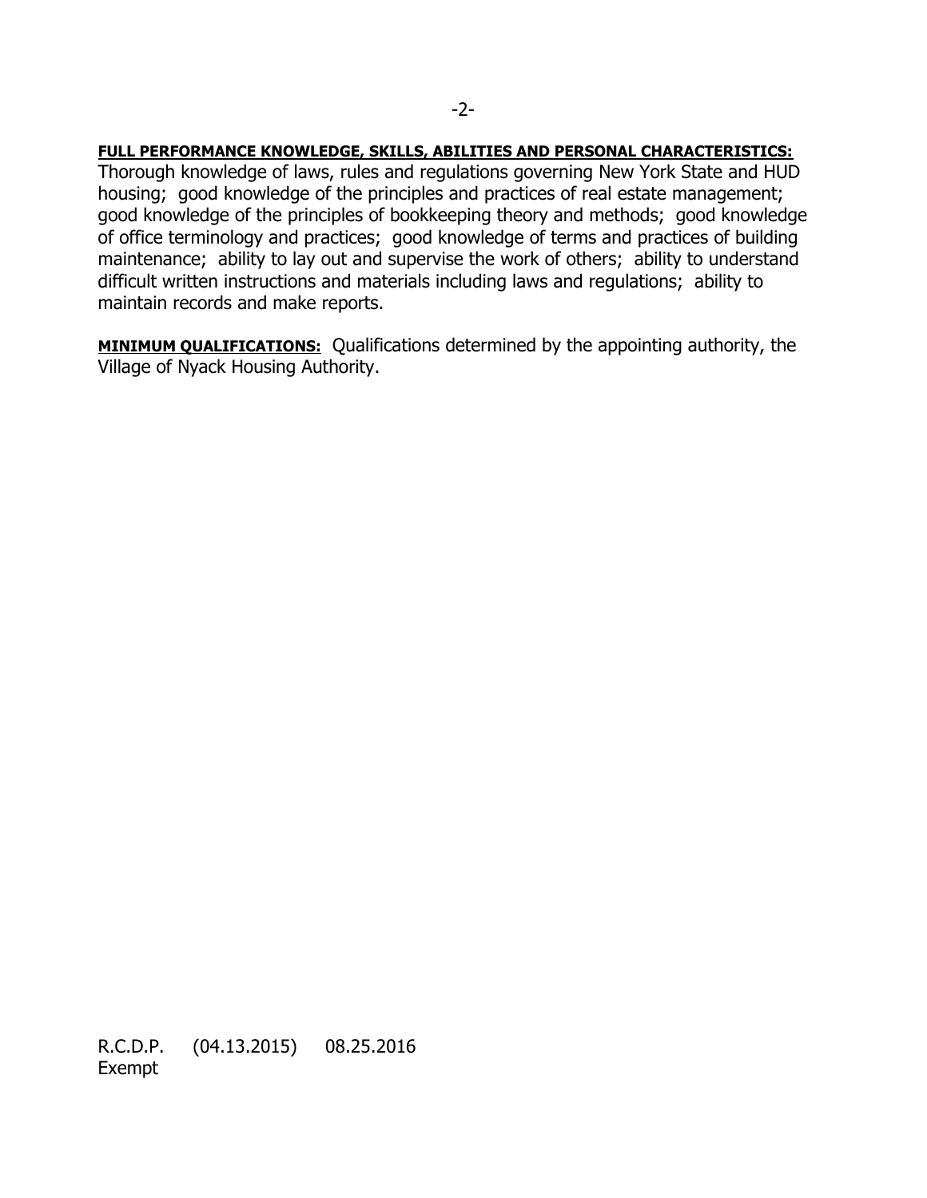**FULL PERFORMANCE KNOWLEDGE, SKILLS, ABILITIES AND PERSONAL CHARACTERISTICS:** Thorough knowledge of laws, rules and regulations governing New York State and HUD housing; good knowledge of the principles and practices of real estate management; good knowledge of the principles of bookkeeping theory and methods; good knowledge of office terminology and practices; good knowledge of terms and practices of building maintenance; ability to lay out and supervise the work of others; ability to understand difficult written instructions and materials including laws and regulations; ability to maintain records and make reports.

**MINIMUM QUALIFICATIONS:** Qualifications determined by the appointing authority, the Village of Nyack Housing Authority.

R.C.D.P. (04.13.2015) 08.25.2016
Exempt